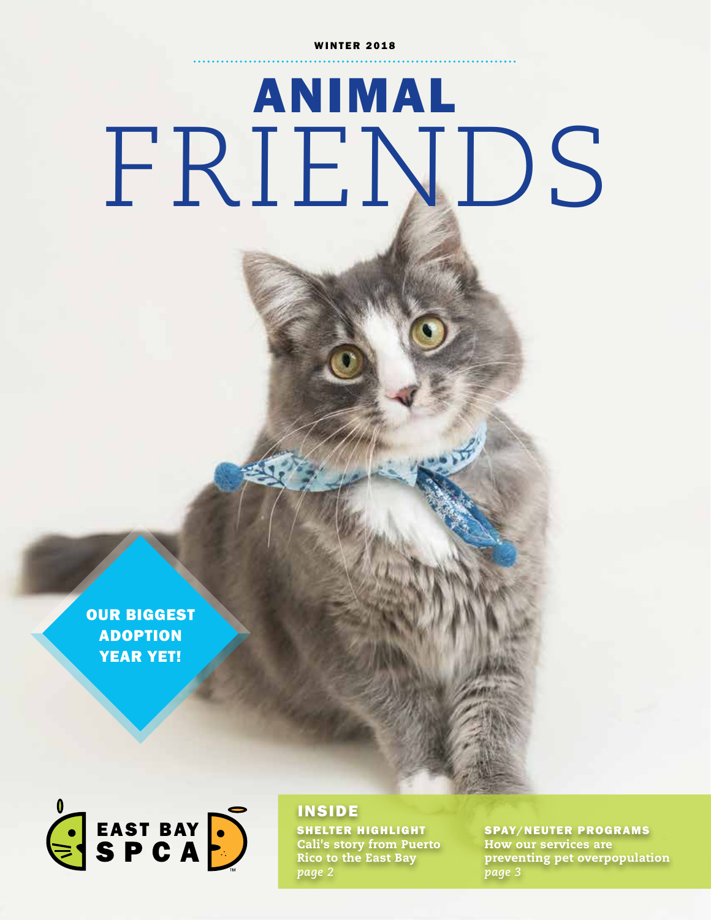WINTER 2018

# ANIMAL FRIENDS

**OUR BIGGEST ADOPTION YEAR YET!**

EAST BAY SPCA

## INSIDE

**SHELTER HIGHLIGHT**
Cali's story from Puerto Rico to the East Bay
*page 2*

**SPAY/NEUTER PROGRAMS**
How our services are preventing pet overpopulation
*page 3*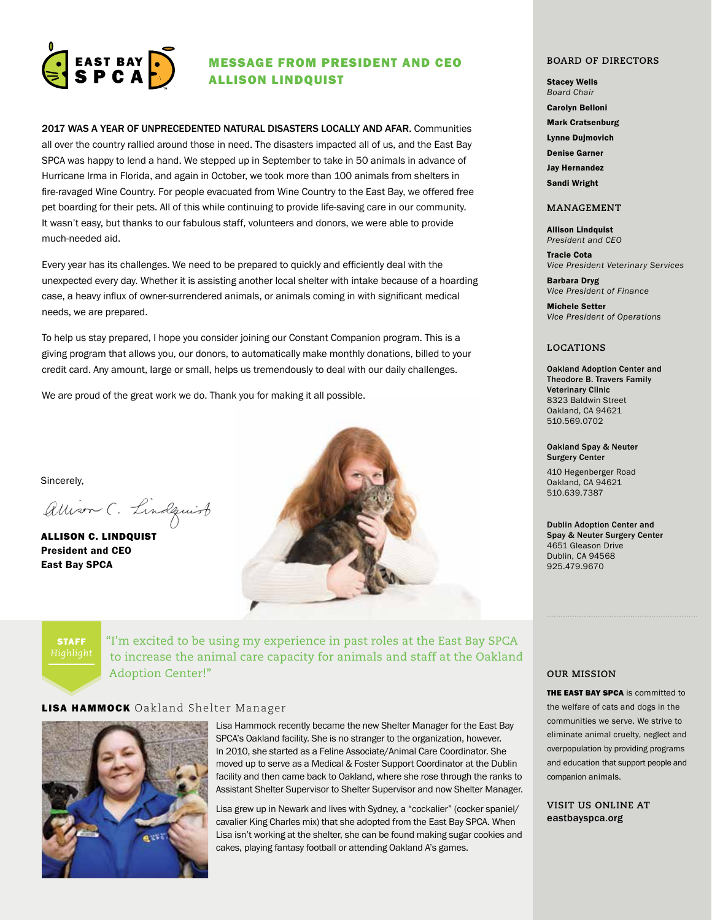## MESSAGE FROM PRESIDENT AND CEO ALLISON LINDQUIST

**2017 WAS A YEAR OF UNPRECEDENTED NATURAL DISASTERS LOCALLY AND AFAR.** Communities all over the country rallied around those in need. The disasters impacted all of us, and the East Bay SPCA was happy to lend a hand. We stepped up in September to take in 50 animals in advance of Hurricane Irma in Florida, and again in October, we took more than 100 animals from shelters in fire-ravaged Wine Country. For people evacuated from Wine Country to the East Bay, we offered free pet boarding for their pets. All of this while continuing to provide life-saving care in our community. It wasn't easy, but thanks to our fabulous staff, volunteers and donors, we were able to provide much-needed aid.

Every year has its challenges. We need to be prepared to quickly and efficiently deal with the unexpected every day. Whether it is assisting another local shelter with intake because of a hoarding case, a heavy influx of owner-surrendered animals, or animals coming in with significant medical needs, we are prepared.

To help us stay prepared, I hope you consider joining our Constant Companion program. This is a giving program that allows you, our donors, to automatically make monthly donations, billed to your credit card. Any amount, large or small, helps us tremendously to deal with our daily challenges.

We are proud of the great work we do. Thank you for making it all possible.

Sincerely,

Allison C. Lindquist

**ALLISON C. LINDQUIST**
**President and CEO**
**East Bay SPCA**

**STAFF** *Highlight*

"I'm excited to be using my experience in past roles at the East Bay SPCA to increase the animal care capacity for animals and staff at the Oakland Adoption Center!"

### LISA HAMMOCK Oakland Shelter Manager

Lisa Hammock recently became the new Shelter Manager for the East Bay SPCA's Oakland facility. She is no stranger to the organization, however. In 2010, she started as a Feline Associate/Animal Care Coordinator. She moved up to serve as a Medical & Foster Support Coordinator at the Dublin facility and then came back to Oakland, where she rose through the ranks to Assistant Shelter Supervisor to Shelter Supervisor and now Shelter Manager.

Lisa grew up in Newark and lives with Sydney, a "cockalier" (cocker spaniel/cavalier King Charles mix) that she adopted from the East Bay SPCA. When Lisa isn't working at the shelter, she can be found making sugar cookies and cakes, playing fantasy football or attending Oakland A's games.

### BOARD OF DIRECTORS

**Stacey Wells**
*Board Chair*

**Carolyn Belloni**

**Mark Cratsenburg**

**Lynne Dujmovich**

**Denise Garner**

**Jay Hernandez**

**Sandi Wright**

### MANAGEMENT

**Allison Lindquist**
*President and CEO*

**Tracie Cota**
*Vice President Veterinary Services*

**Barbara Dryg**
*Vice President of Finance*

**Michele Setter**
*Vice President of Operations*

### LOCATIONS

**Oakland Adoption Center and Theodore B. Travers Family Veterinary Clinic**
8323 Baldwin Street
Oakland, CA 94621
510.569.0702

**Oakland Spay & Neuter Surgery Center**
410 Hegenberger Road
Oakland, CA 94621
510.639.7387

**Dublin Adoption Center and Spay & Neuter Surgery Center**
4651 Gleason Drive
Dublin, CA 94568
925.479.9670

### OUR MISSION

**THE EAST BAY SPCA** is committed to the welfare of cats and dogs in the communities we serve. We strive to eliminate animal cruelty, neglect and overpopulation by providing programs and education that support people and companion animals.

### VISIT US ONLINE AT

**eastbayspca.org**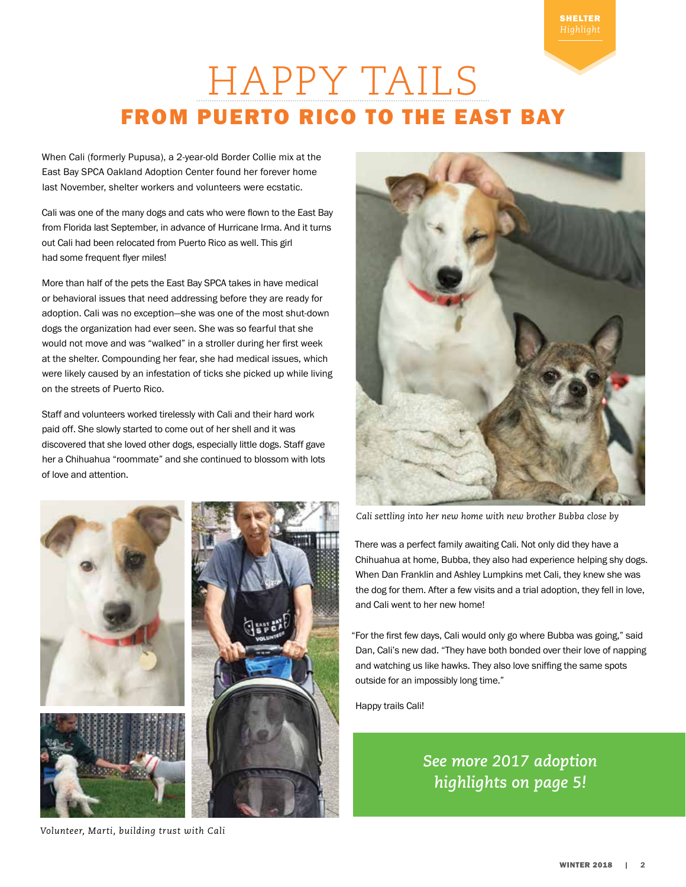# HAPPY TAILS

## FROM PUERTO RICO TO THE EAST BAY

When Cali (formerly Pupusa), a 2-year-old Border Collie mix at the East Bay SPCA Oakland Adoption Center found her forever home last November, shelter workers and volunteers were ecstatic.

Cali was one of the many dogs and cats who were flown to the East Bay from Florida last September, in advance of Hurricane Irma. And it turns out Cali had been relocated from Puerto Rico as well. This girl had some frequent flyer miles!

More than half of the pets the East Bay SPCA takes in have medical or behavioral issues that need addressing before they are ready for adoption. Cali was no exception—she was one of the most shut-down dogs the organization had ever seen. She was so fearful that she would not move and was "walked" in a stroller during her first week at the shelter. Compounding her fear, she had medical issues, which were likely caused by an infestation of ticks she picked up while living on the streets of Puerto Rico.

Staff and volunteers worked tirelessly with Cali and their hard work paid off. She slowly started to come out of her shell and it was discovered that she loved other dogs, especially little dogs. Staff gave her a Chihuahua "roommate" and she continued to blossom with lots of love and attention.

*Volunteer, Marti, building trust with Cali*

*Cali settling into her new home with new brother Bubba close by*

There was a perfect family awaiting Cali. Not only did they have a Chihuahua at home, Bubba, they also had experience helping shy dogs. When Dan Franklin and Ashley Lumpkins met Cali, they knew she was the dog for them. After a few visits and a trial adoption, they fell in love, and Cali went to her new home!

"For the first few days, Cali would only go where Bubba was going," said Dan, Cali's new dad. "They have both bonded over their love of napping and watching us like hawks. They also love sniffing the same spots outside for an impossibly long time."

Happy trails Cali!

*See more 2017 adoption highlights on page 5!*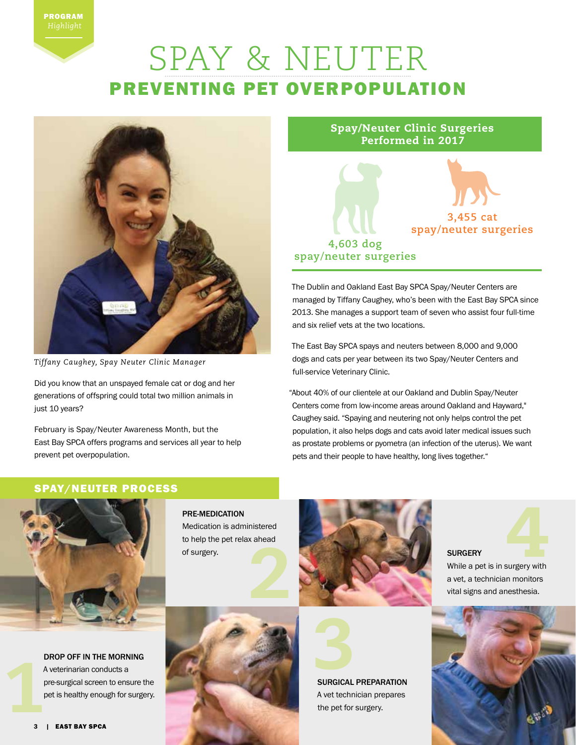PROGRAM *Highlight*

# SPAY & NEUTER

## PREVENTING PET OVERPOPULATION

*Tiffany Caughey, Spay Neuter Clinic Manager*

Did you know that an unspayed female cat or dog and her generations of offspring could total two million animals in just 10 years?

February is Spay/Neuter Awareness Month, but the East Bay SPCA offers programs and services all year to help prevent pet overpopulation.

### Spay/Neuter Clinic Surgeries Performed in 2017

4,603 dog spay/neuter surgeries

3,455 cat spay/neuter surgeries

The Dublin and Oakland East Bay SPCA Spay/Neuter Centers are managed by Tiffany Caughey, who's been with the East Bay SPCA since 2013. She manages a support team of seven who assist four full-time and six relief vets at the two locations.

The East Bay SPCA spays and neuters between 8,000 and 9,000 dogs and cats per year between its two Spay/Neuter Centers and full-service Veterinary Clinic.

"About 40% of our clientele at our Oakland and Dublin Spay/Neuter Centers come from low-income areas around Oakland and Hayward," Caughey said. "Spaying and neutering not only helps control the pet population, it also helps dogs and cats avoid later medical issues such as prostate problems or pyometra (an infection of the uterus). We want pets and their people to have healthy, long lives together."

## SPAY/NEUTER PROCESS

**1 DROP OFF IN THE MORNING**
A veterinarian conducts a pre-surgical screen to ensure the pet is healthy enough for surgery.

**2 PRE-MEDICATION**
Medication is administered to help the pet relax ahead of surgery.

**3 SURGICAL PREPARATION**
A vet technician prepares the pet for surgery.

**4 SURGERY**
While a pet is in surgery with a vet, a technician monitors vital signs and anesthesia.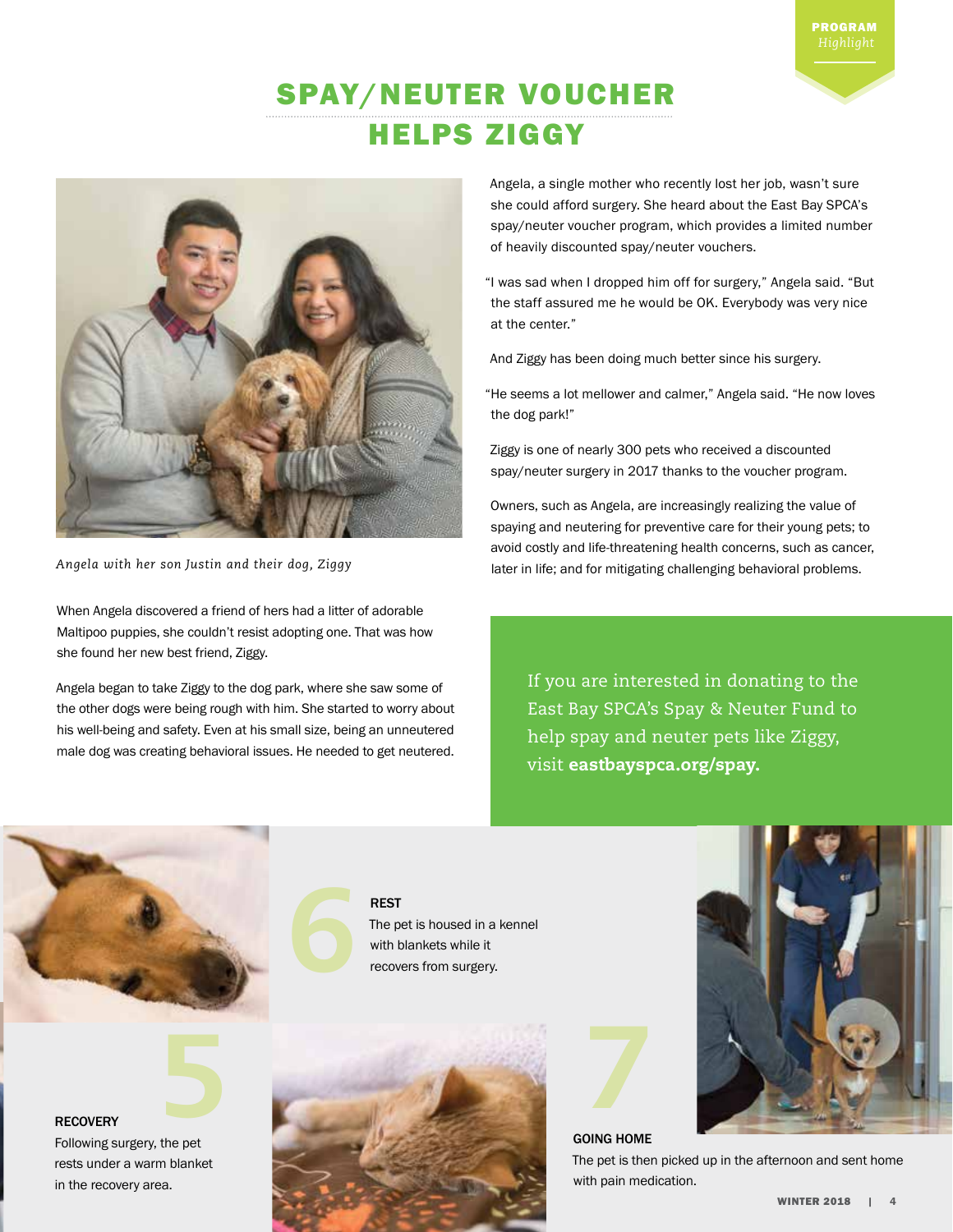PROGRAM *Highlight*

# SPAY/NEUTER VOUCHER HELPS ZIGGY

*Angela with her son Justin and their dog, Ziggy*

When Angela discovered a friend of hers had a litter of adorable Maltipoo puppies, she couldn't resist adopting one. That was how she found her new best friend, Ziggy.

Angela began to take Ziggy to the dog park, where she saw some of the other dogs were being rough with him. She started to worry about his well-being and safety. Even at his small size, being an unneutered male dog was creating behavioral issues. He needed to get neutered.

Angela, a single mother who recently lost her job, wasn't sure she could afford surgery. She heard about the East Bay SPCA's spay/neuter voucher program, which provides a limited number of heavily discounted spay/neuter vouchers.

"I was sad when I dropped him off for surgery," Angela said. "But the staff assured me he would be OK. Everybody was very nice at the center."

And Ziggy has been doing much better since his surgery.

"He seems a lot mellower and calmer," Angela said. "He now loves the dog park!"

Ziggy is one of nearly 300 pets who received a discounted spay/neuter surgery in 2017 thanks to the voucher program.

Owners, such as Angela, are increasingly realizing the value of spaying and neutering for preventive care for their young pets; to avoid costly and life-threatening health concerns, such as cancer, later in life; and for mitigating challenging behavioral problems.

If you are interested in donating to the East Bay SPCA's Spay & Neuter Fund to help spay and neuter pets like Ziggy, visit **eastbayspca.org/spay.**

**5**

**RECOVERY**

Following surgery, the pet rests under a warm blanket in the recovery area.

**6**

**REST**

The pet is housed in a kennel with blankets while it recovers from surgery.

**7**

**GOING HOME**

The pet is then picked up in the afternoon and sent home with pain medication.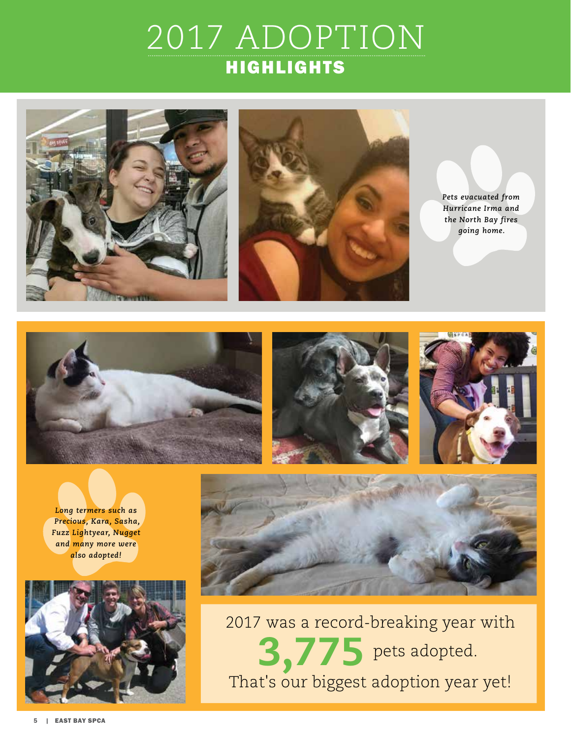# 2017 ADOPTION HIGHLIGHTS

*Pets evacuated from Hurricane Irma and the North Bay fires going home.*

*Long termers such as Precious, Kara, Sasha, Fuzz Lightyear, Nugget and many more were also adopted!*

2017 was a record-breaking year with **3,775** pets adopted. That's our biggest adoption year yet!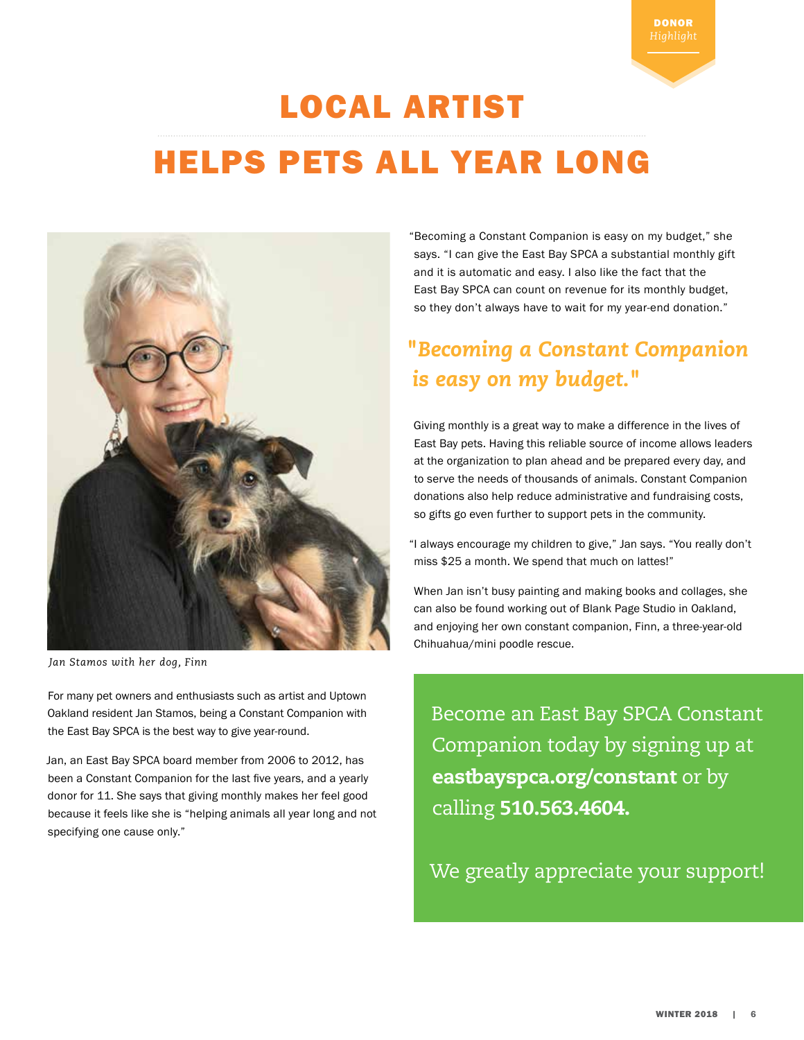DONOR *Highlight*

# LOCAL ARTIST HELPS PETS ALL YEAR LONG

*Jan Stamos with her dog, Finn*

For many pet owners and enthusiasts such as artist and Uptown Oakland resident Jan Stamos, being a Constant Companion with the East Bay SPCA is the best way to give year-round.

Jan, an East Bay SPCA board member from 2006 to 2012, has been a Constant Companion for the last five years, and a yearly donor for 11. She says that giving monthly makes her feel good because it feels like she is "helping animals all year long and not specifying one cause only."

"Becoming a Constant Companion is easy on my budget," she says. "I can give the East Bay SPCA a substantial monthly gift and it is automatic and easy. I also like the fact that the East Bay SPCA can count on revenue for its monthly budget, so they don't always have to wait for my year-end donation."

> ***"Becoming a Constant Companion is easy on my budget."***

Giving monthly is a great way to make a difference in the lives of East Bay pets. Having this reliable source of income allows leaders at the organization to plan ahead and be prepared every day, and to serve the needs of thousands of animals. Constant Companion donations also help reduce administrative and fundraising costs, so gifts go even further to support pets in the community.

"I always encourage my children to give," Jan says. "You really don't miss $25 a month. We spend that much on lattes!"

When Jan isn't busy painting and making books and collages, she can also be found working out of Blank Page Studio in Oakland, and enjoying her own constant companion, Finn, a three-year-old Chihuahua/mini poodle rescue.

Become an East Bay SPCA Constant Companion today by signing up at **eastbayspca.org/constant** or by calling **510.563.4604.**

We greatly appreciate your support!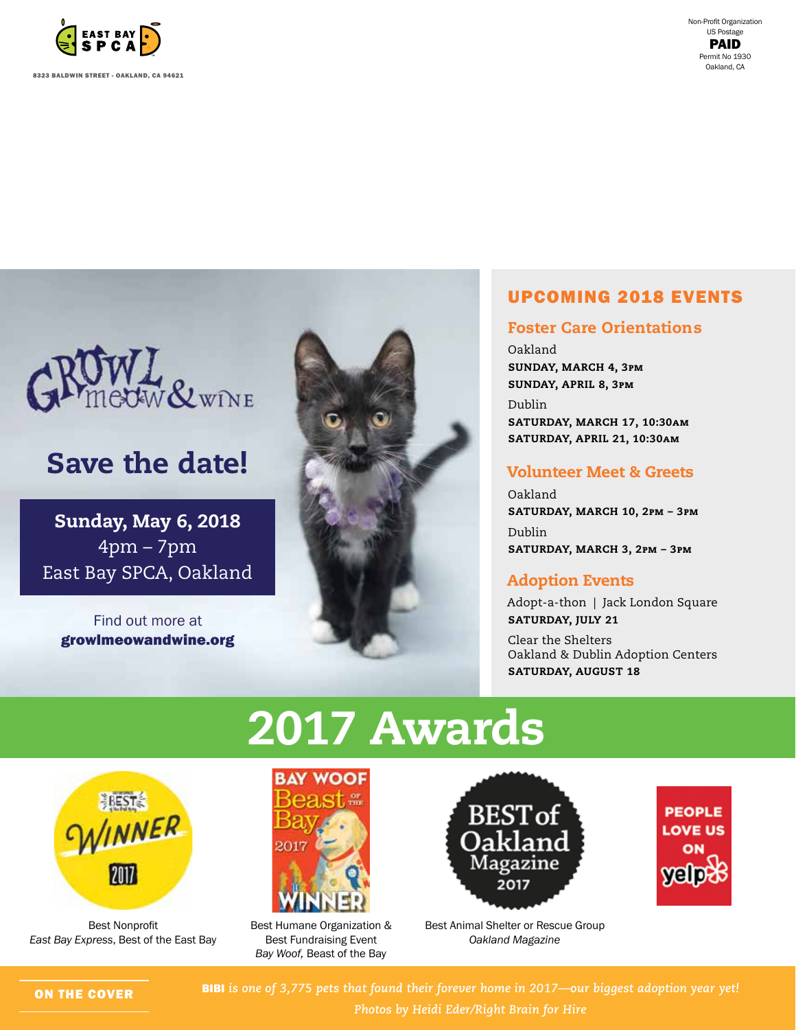EAST BAY SPCA

8323 BALDWIN STREET · OAKLAND, CA 94621

Non-Profit Organization
US Postage
**PAID**
Permit No 1930
Oakland, CA

# Growl Meow & Wine

## Save the date!

**Sunday, May 6, 2018**
4pm – 7pm
East Bay SPCA, Oakland

Find out more at
**growlmeowandwine.org**

## UPCOMING 2018 EVENTS

### Foster Care Orientations

Oakland
**SUNDAY, MARCH 4, 3PM**
**SUNDAY, APRIL 8, 3PM**

Dublin
**SATURDAY, MARCH 17, 10:30AM**
**SATURDAY, APRIL 21, 10:30AM**

### Volunteer Meet & Greets

Oakland
**SATURDAY, MARCH 10, 2PM – 3PM**

Dublin
**SATURDAY, MARCH 3, 2PM – 3PM**

### Adoption Events

Adopt-a-thon | Jack London Square
**SATURDAY, JULY 21**

Clear the Shelters
Oakland & Dublin Adoption Centers
**SATURDAY, AUGUST 18**

# 2017 Awards

Best Nonprofit
*East Bay Express*, Best of the East Bay

Best Humane Organization &
Best Fundraising Event
*Bay Woof,* Beast of the Bay

Best Animal Shelter or Rescue Group
*Oakland Magazine*

PEOPLE LOVE US ON yelp

**ON THE COVER**

***BIBI** is one of 3,775 pets that found their forever home in 2017—our biggest adoption year yet!*
*Photos by Heidi Eder/Right Brain for Hire*